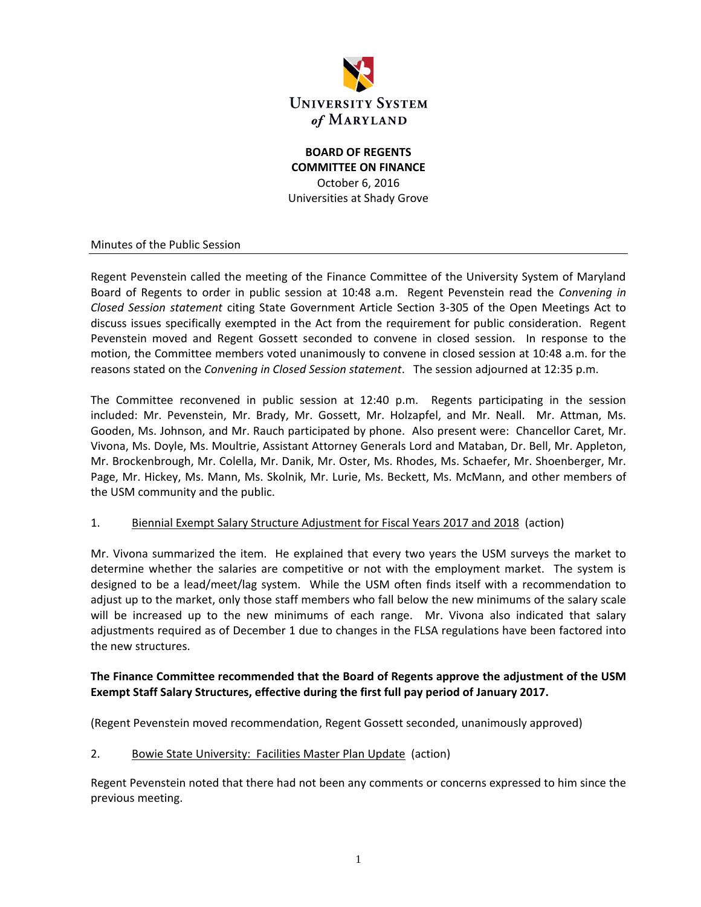UNIVERSITY SYSTEM *of* MARYLAND

**BOARD OF REGENTS**
**COMMITTEE ON FINANCE**
October 6, 2016
Universities at Shady Grove

Minutes of the Public Session

---

Regent Pevenstein called the meeting of the Finance Committee of the University System of Maryland Board of Regents to order in public session at 10:48 a.m. Regent Pevenstein read the *Convening in Closed Session statement* citing State Government Article Section 3-305 of the Open Meetings Act to discuss issues specifically exempted in the Act from the requirement for public consideration. Regent Pevenstein moved and Regent Gossett seconded to convene in closed session. In response to the motion, the Committee members voted unanimously to convene in closed session at 10:48 a.m. for the reasons stated on the *Convening in Closed Session statement*. The session adjourned at 12:35 p.m.

The Committee reconvened in public session at 12:40 p.m. Regents participating in the session included: Mr. Pevenstein, Mr. Brady, Mr. Gossett, Mr. Holzapfel, and Mr. Neall. Mr. Attman, Ms. Gooden, Ms. Johnson, and Mr. Rauch participated by phone. Also present were: Chancellor Caret, Mr. Vivona, Ms. Doyle, Ms. Moultrie, Assistant Attorney Generals Lord and Mataban, Dr. Bell, Mr. Appleton, Mr. Brockenbrough, Mr. Colella, Mr. Danik, Mr. Oster, Ms. Rhodes, Ms. Schaefer, Mr. Shoenberger, Mr. Page, Mr. Hickey, Ms. Mann, Ms. Skolnik, Mr. Lurie, Ms. Beckett, Ms. McMann, and other members of the USM community and the public.

1. Biennial Exempt Salary Structure Adjustment for Fiscal Years 2017 and 2018 (action)

Mr. Vivona summarized the item. He explained that every two years the USM surveys the market to determine whether the salaries are competitive or not with the employment market. The system is designed to be a lead/meet/lag system. While the USM often finds itself with a recommendation to adjust up to the market, only those staff members who fall below the new minimums of the salary scale will be increased up to the new minimums of each range. Mr. Vivona also indicated that salary adjustments required as of December 1 due to changes in the FLSA regulations have been factored into the new structures.

**The Finance Committee recommended that the Board of Regents approve the adjustment of the USM Exempt Staff Salary Structures, effective during the first full pay period of January 2017.**

(Regent Pevenstein moved recommendation, Regent Gossett seconded, unanimously approved)

2. Bowie State University: Facilities Master Plan Update (action)

Regent Pevenstein noted that there had not been any comments or concerns expressed to him since the previous meeting.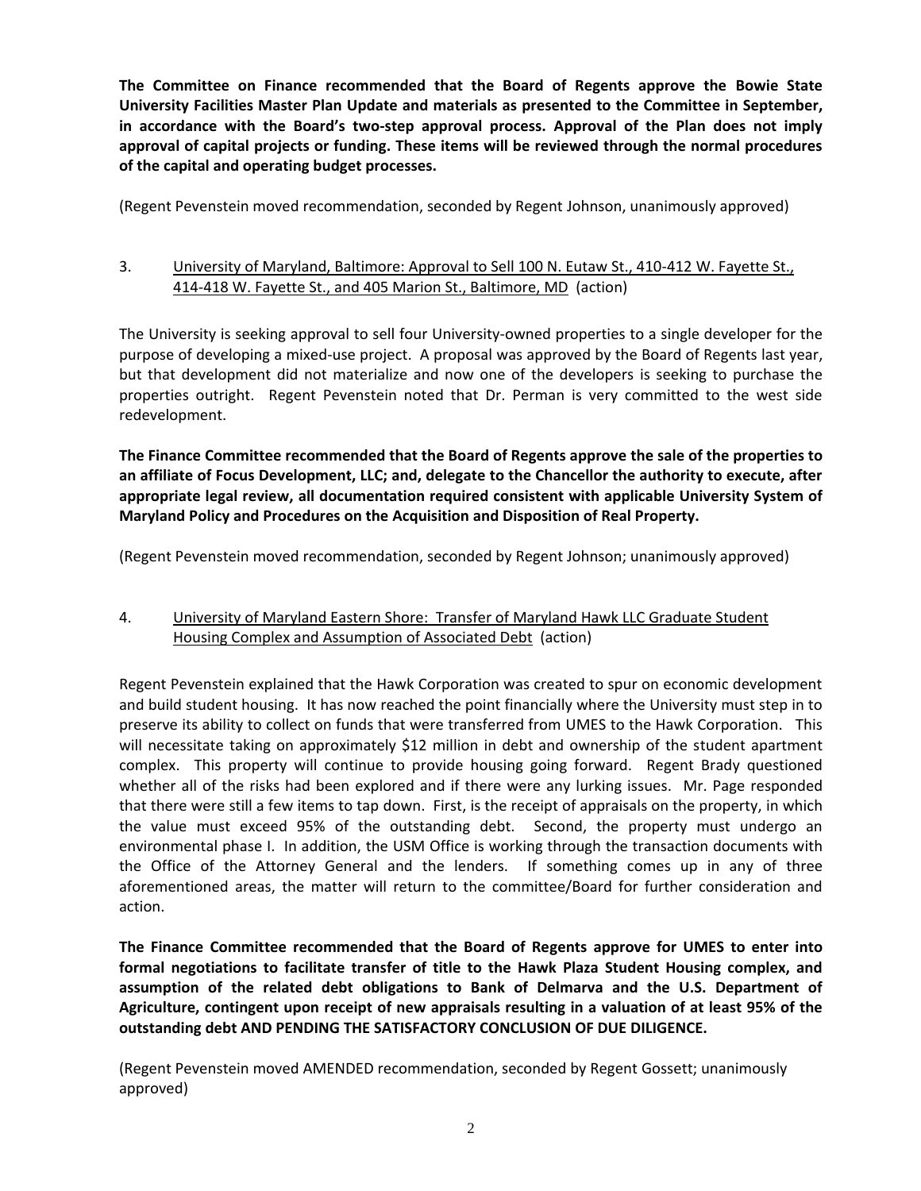**The Committee on Finance recommended that the Board of Regents approve the Bowie State University Facilities Master Plan Update and materials as presented to the Committee in September, in accordance with the Board's two-step approval process. Approval of the Plan does not imply approval of capital projects or funding. These items will be reviewed through the normal procedures of the capital and operating budget processes.**

(Regent Pevenstein moved recommendation, seconded by Regent Johnson, unanimously approved)

3. University of Maryland, Baltimore: Approval to Sell 100 N. Eutaw St., 410-412 W. Fayette St., 414-418 W. Fayette St., and 405 Marion St., Baltimore, MD (action)

The University is seeking approval to sell four University-owned properties to a single developer for the purpose of developing a mixed-use project. A proposal was approved by the Board of Regents last year, but that development did not materialize and now one of the developers is seeking to purchase the properties outright. Regent Pevenstein noted that Dr. Perman is very committed to the west side redevelopment.

**The Finance Committee recommended that the Board of Regents approve the sale of the properties to an affiliate of Focus Development, LLC; and, delegate to the Chancellor the authority to execute, after appropriate legal review, all documentation required consistent with applicable University System of Maryland Policy and Procedures on the Acquisition and Disposition of Real Property.**

(Regent Pevenstein moved recommendation, seconded by Regent Johnson; unanimously approved)

4. University of Maryland Eastern Shore: Transfer of Maryland Hawk LLC Graduate Student Housing Complex and Assumption of Associated Debt (action)

Regent Pevenstein explained that the Hawk Corporation was created to spur on economic development and build student housing. It has now reached the point financially where the University must step in to preserve its ability to collect on funds that were transferred from UMES to the Hawk Corporation. This will necessitate taking on approximately $12 million in debt and ownership of the student apartment complex. This property will continue to provide housing going forward. Regent Brady questioned whether all of the risks had been explored and if there were any lurking issues. Mr. Page responded that there were still a few items to tap down. First, is the receipt of appraisals on the property, in which the value must exceed 95% of the outstanding debt. Second, the property must undergo an environmental phase I. In addition, the USM Office is working through the transaction documents with the Office of the Attorney General and the lenders. If something comes up in any of three aforementioned areas, the matter will return to the committee/Board for further consideration and action.

**The Finance Committee recommended that the Board of Regents approve for UMES to enter into formal negotiations to facilitate transfer of title to the Hawk Plaza Student Housing complex, and assumption of the related debt obligations to Bank of Delmarva and the U.S. Department of Agriculture, contingent upon receipt of new appraisals resulting in a valuation of at least 95% of the outstanding debt AND PENDING THE SATISFACTORY CONCLUSION OF DUE DILIGENCE.**

(Regent Pevenstein moved AMENDED recommendation, seconded by Regent Gossett; unanimously approved)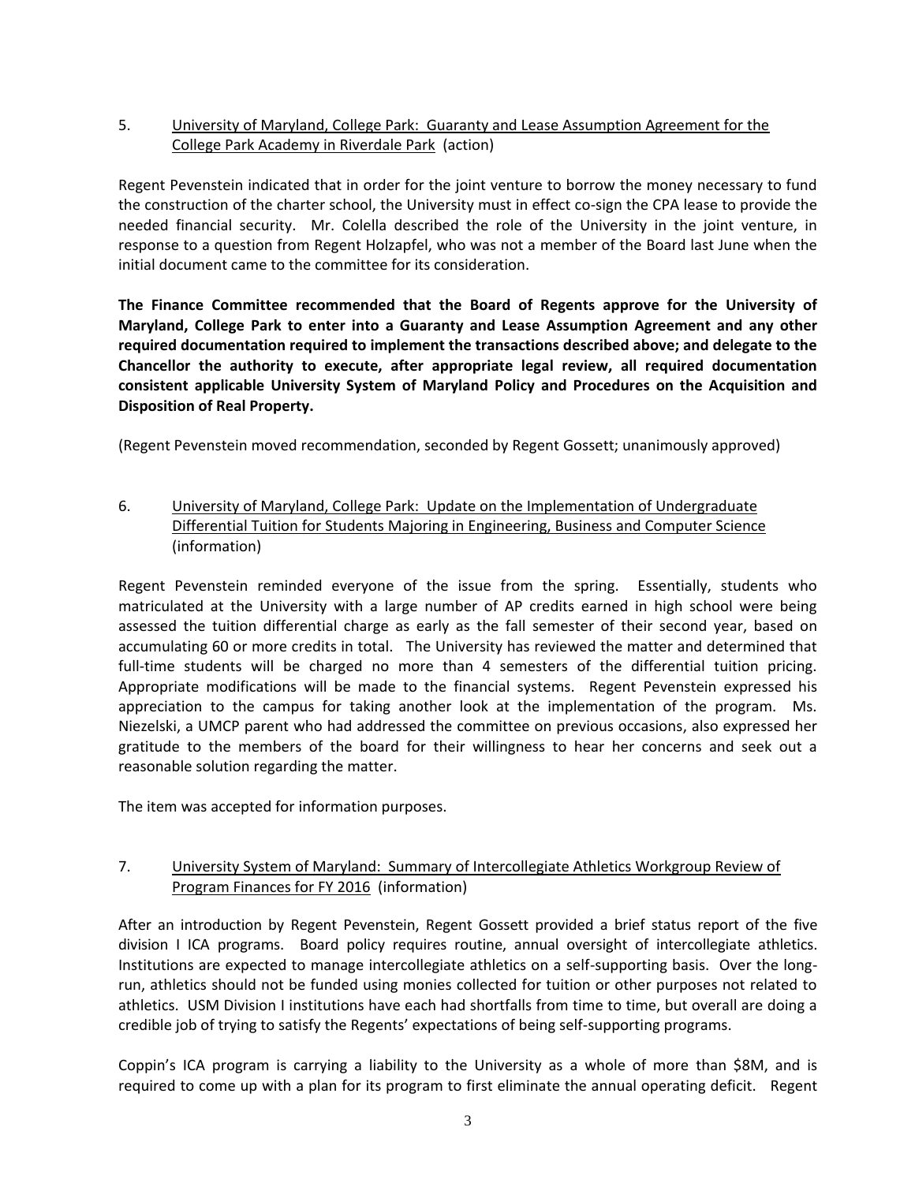5. University of Maryland, College Park: Guaranty and Lease Assumption Agreement for the College Park Academy in Riverdale Park (action)

Regent Pevenstein indicated that in order for the joint venture to borrow the money necessary to fund the construction of the charter school, the University must in effect co-sign the CPA lease to provide the needed financial security. Mr. Colella described the role of the University in the joint venture, in response to a question from Regent Holzapfel, who was not a member of the Board last June when the initial document came to the committee for its consideration.

**The Finance Committee recommended that the Board of Regents approve for the University of Maryland, College Park to enter into a Guaranty and Lease Assumption Agreement and any other required documentation required to implement the transactions described above; and delegate to the Chancellor the authority to execute, after appropriate legal review, all required documentation consistent applicable University System of Maryland Policy and Procedures on the Acquisition and Disposition of Real Property.**

(Regent Pevenstein moved recommendation, seconded by Regent Gossett; unanimously approved)

6. University of Maryland, College Park: Update on the Implementation of Undergraduate Differential Tuition for Students Majoring in Engineering, Business and Computer Science (information)

Regent Pevenstein reminded everyone of the issue from the spring. Essentially, students who matriculated at the University with a large number of AP credits earned in high school were being assessed the tuition differential charge as early as the fall semester of their second year, based on accumulating 60 or more credits in total. The University has reviewed the matter and determined that full-time students will be charged no more than 4 semesters of the differential tuition pricing. Appropriate modifications will be made to the financial systems. Regent Pevenstein expressed his appreciation to the campus for taking another look at the implementation of the program. Ms. Niezelski, a UMCP parent who had addressed the committee on previous occasions, also expressed her gratitude to the members of the board for their willingness to hear her concerns and seek out a reasonable solution regarding the matter.

The item was accepted for information purposes.

7. University System of Maryland: Summary of Intercollegiate Athletics Workgroup Review of Program Finances for FY 2016 (information)

After an introduction by Regent Pevenstein, Regent Gossett provided a brief status report of the five division I ICA programs. Board policy requires routine, annual oversight of intercollegiate athletics. Institutions are expected to manage intercollegiate athletics on a self-supporting basis. Over the long-run, athletics should not be funded using monies collected for tuition or other purposes not related to athletics. USM Division I institutions have each had shortfalls from time to time, but overall are doing a credible job of trying to satisfy the Regents' expectations of being self-supporting programs.

Coppin's ICA program is carrying a liability to the University as a whole of more than \$8M, and is required to come up with a plan for its program to first eliminate the annual operating deficit. Regent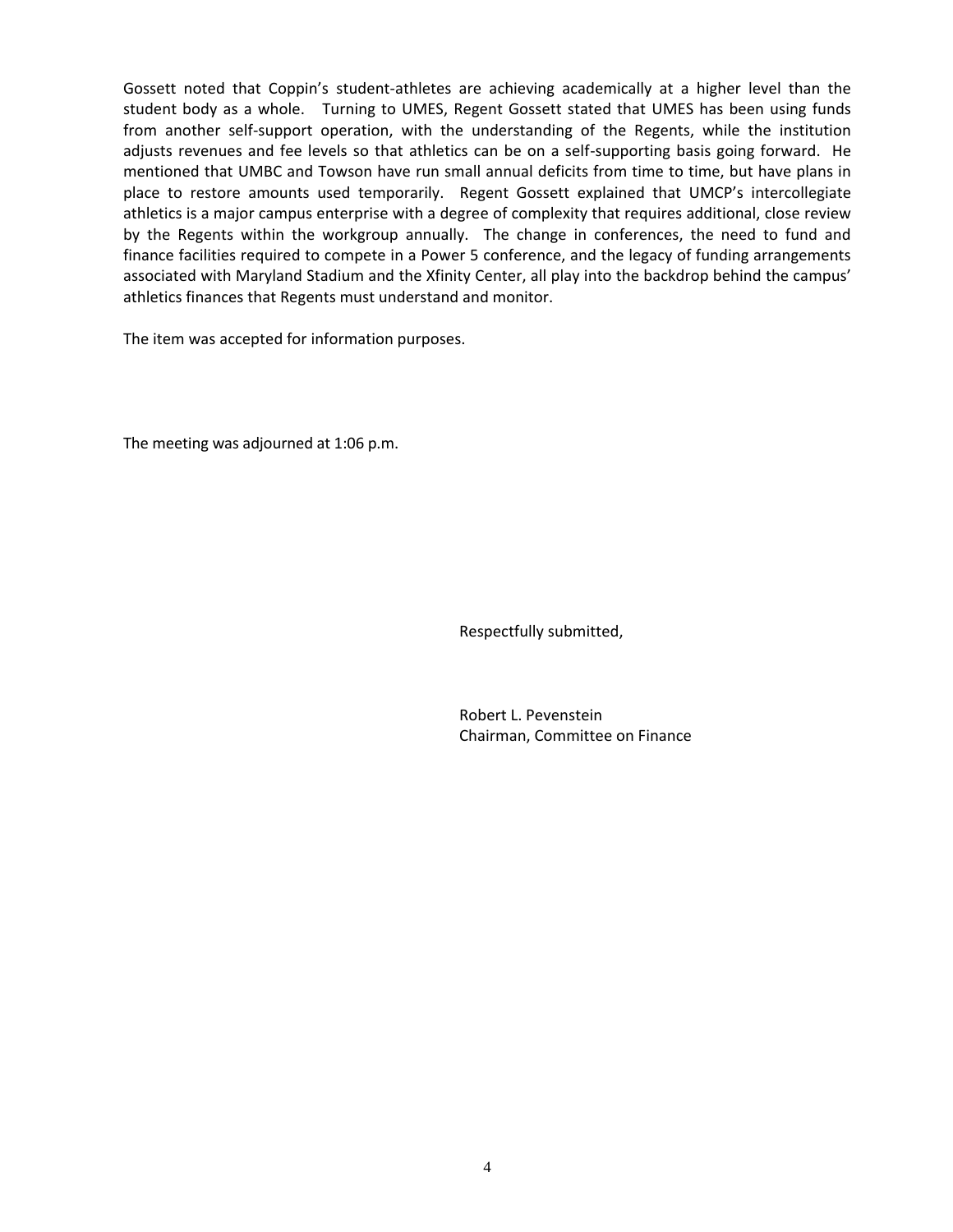Gossett noted that Coppin's student-athletes are achieving academically at a higher level than the student body as a whole. Turning to UMES, Regent Gossett stated that UMES has been using funds from another self-support operation, with the understanding of the Regents, while the institution adjusts revenues and fee levels so that athletics can be on a self-supporting basis going forward. He mentioned that UMBC and Towson have run small annual deficits from time to time, but have plans in place to restore amounts used temporarily. Regent Gossett explained that UMCP's intercollegiate athletics is a major campus enterprise with a degree of complexity that requires additional, close review by the Regents within the workgroup annually. The change in conferences, the need to fund and finance facilities required to compete in a Power 5 conference, and the legacy of funding arrangements associated with Maryland Stadium and the Xfinity Center, all play into the backdrop behind the campus' athletics finances that Regents must understand and monitor.

The item was accepted for information purposes.

The meeting was adjourned at 1:06 p.m.

Respectfully submitted,

Robert L. Pevenstein
Chairman, Committee on Finance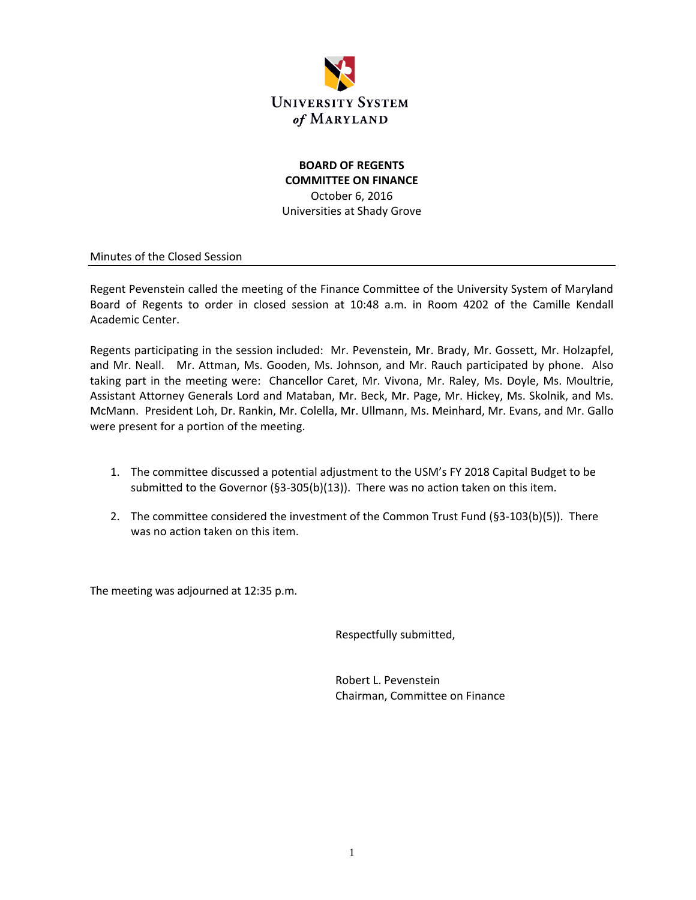UNIVERSITY SYSTEM *of* MARYLAND

**BOARD OF REGENTS**
**COMMITTEE ON FINANCE**
October 6, 2016
Universities at Shady Grove

Minutes of the Closed Session

---

Regent Pevenstein called the meeting of the Finance Committee of the University System of Maryland Board of Regents to order in closed session at 10:48 a.m. in Room 4202 of the Camille Kendall Academic Center.

Regents participating in the session included: Mr. Pevenstein, Mr. Brady, Mr. Gossett, Mr. Holzapfel, and Mr. Neall. Mr. Attman, Ms. Gooden, Ms. Johnson, and Mr. Rauch participated by phone. Also taking part in the meeting were: Chancellor Caret, Mr. Vivona, Mr. Raley, Ms. Doyle, Ms. Moultrie, Assistant Attorney Generals Lord and Mataban, Mr. Beck, Mr. Page, Mr. Hickey, Ms. Skolnik, and Ms. McMann. President Loh, Dr. Rankin, Mr. Colella, Mr. Ullmann, Ms. Meinhard, Mr. Evans, and Mr. Gallo were present for a portion of the meeting.

1. The committee discussed a potential adjustment to the USM's FY 2018 Capital Budget to be submitted to the Governor (§3-305(b)(13)). There was no action taken on this item.
2. The committee considered the investment of the Common Trust Fund (§3-103(b)(5)). There was no action taken on this item.

The meeting was adjourned at 12:35 p.m.

Respectfully submitted,

Robert L. Pevenstein
Chairman, Committee on Finance